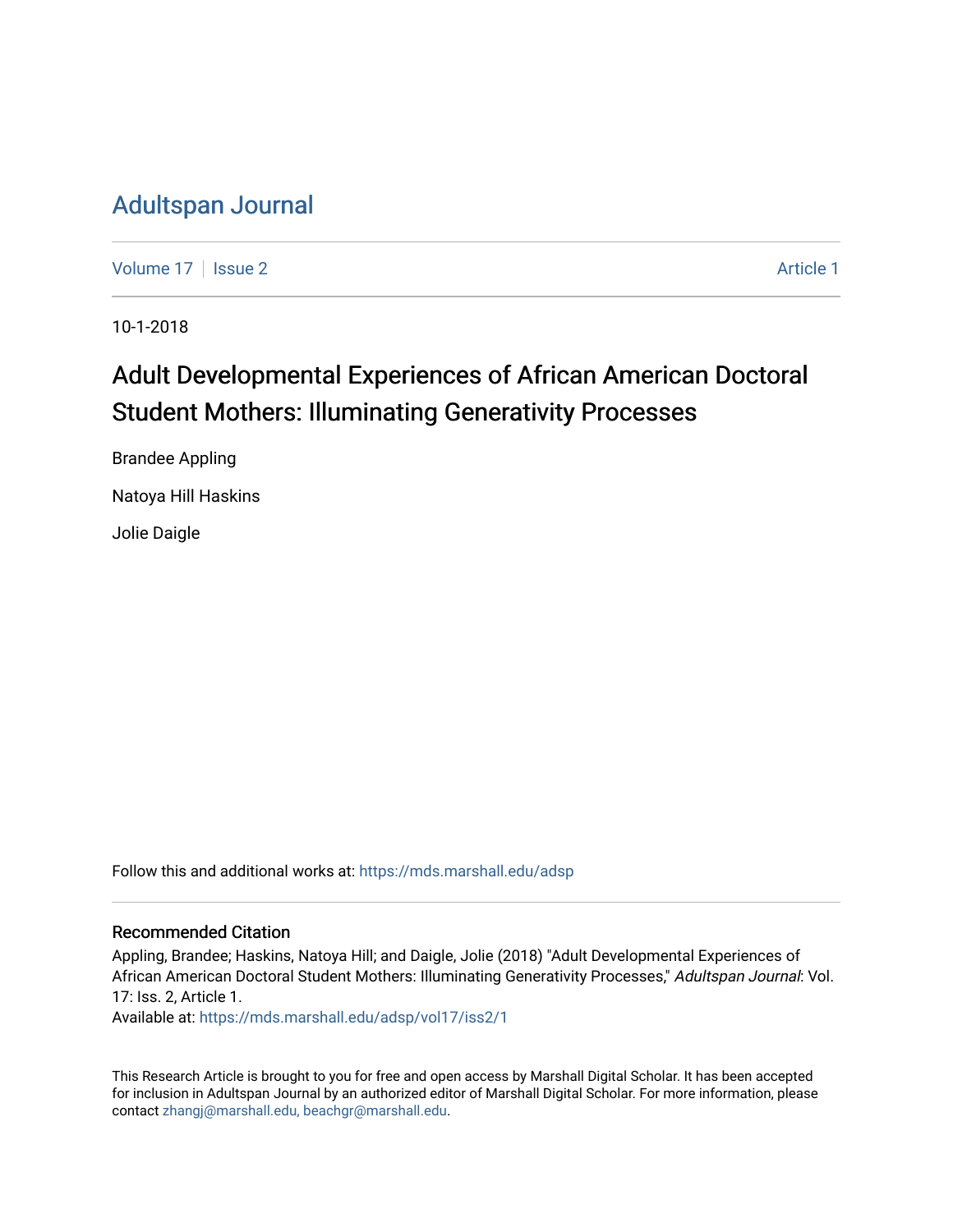# Adultspan Journal

Volume 17 | Issue 2 | Article 1

10-1-2018

## Adult Developmental Experiences of African American Doctoral Student Mothers: Illuminating Generativity Processes

Brandee Appling

Natoya Hill Haskins

Jolie Daigle

Follow this and additional works at: https://mds.marshall.edu/adsp

### Recommended Citation

Appling, Brandee; Haskins, Natoya Hill; and Daigle, Jolie (2018) "Adult Developmental Experiences of African American Doctoral Student Mothers: Illuminating Generativity Processes," *Adultspan Journal*: Vol. 17: Iss. 2, Article 1.
Available at: https://mds.marshall.edu/adsp/vol17/iss2/1

This Research Article is brought to you for free and open access by Marshall Digital Scholar. It has been accepted for inclusion in Adultspan Journal by an authorized editor of Marshall Digital Scholar. For more information, please contact zhangj@marshall.edu, beachgr@marshall.edu.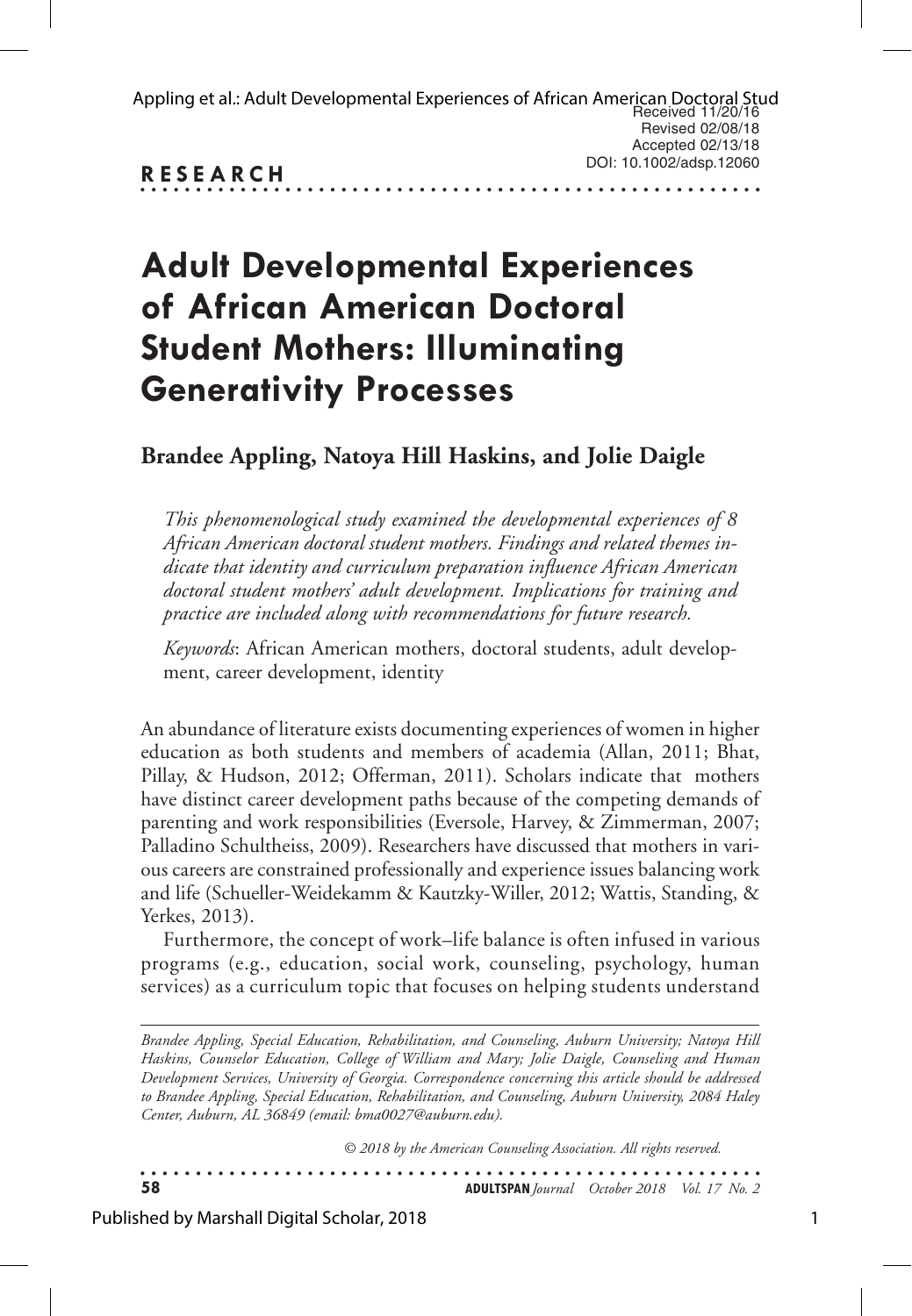Received 11/20/16
Revised 02/08/18
Accepted 02/13/18
DOI: 10.1002/adsp.12060

**RESEARCH**

# Adult Developmental Experiences of African American Doctoral Student Mothers: Illuminating Generativity Processes

## Brandee Appling, Natoya Hill Haskins, and Jolie Daigle

*This phenomenological study examined the developmental experiences of 8 African American doctoral student mothers. Findings and related themes indicate that identity and curriculum preparation influence African American doctoral student mothers' adult development. Implications for training and practice are included along with recommendations for future research.*

*Keywords*: African American mothers, doctoral students, adult development, career development, identity

An abundance of literature exists documenting experiences of women in higher education as both students and members of academia (Allan, 2011; Bhat, Pillay, & Hudson, 2012; Offerman, 2011). Scholars indicate that mothers have distinct career development paths because of the competing demands of parenting and work responsibilities (Eversole, Harvey, & Zimmerman, 2007; Palladino Schultheiss, 2009). Researchers have discussed that mothers in various careers are constrained professionally and experience issues balancing work and life (Schueller-Weidekamm & Kautzky-Willer, 2012; Wattis, Standing, & Yerkes, 2013).

Furthermore, the concept of work–life balance is often infused in various programs (e.g., education, social work, counseling, psychology, human services) as a curriculum topic that focuses on helping students understand

*Brandee Appling, Special Education, Rehabilitation, and Counseling, Auburn University; Natoya Hill Haskins, Counselor Education, College of William and Mary; Jolie Daigle, Counseling and Human Development Services, University of Georgia. Correspondence concerning this article should be addressed to Brandee Appling, Special Education, Rehabilitation, and Counseling, Auburn University, 2084 Haley Center, Auburn, AL 36849 (email: bma0027@auburn.edu).*

*© 2018 by the American Counseling Association. All rights reserved.*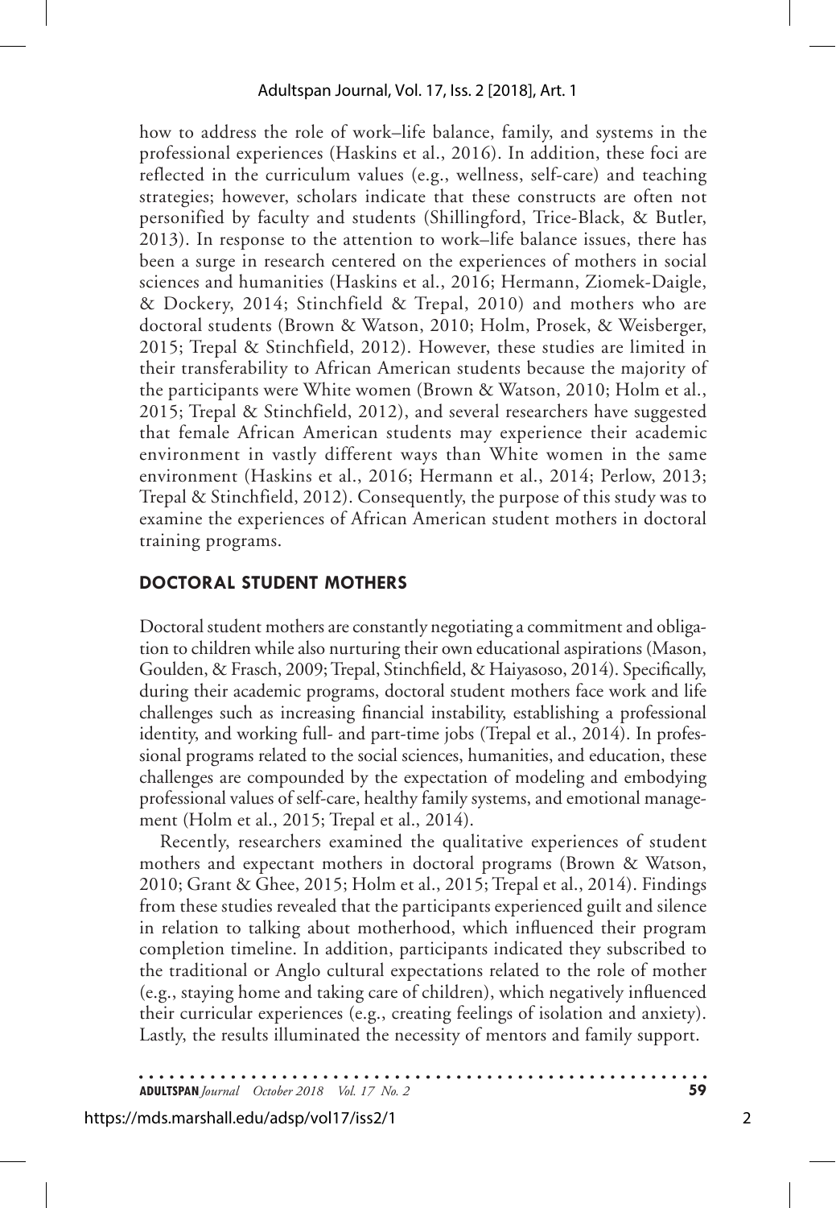how to address the role of work–life balance, family, and systems in the professional experiences (Haskins et al., 2016). In addition, these foci are reflected in the curriculum values (e.g., wellness, self-care) and teaching strategies; however, scholars indicate that these constructs are often not personified by faculty and students (Shillingford, Trice-Black, & Butler, 2013). In response to the attention to work–life balance issues, there has been a surge in research centered on the experiences of mothers in social sciences and humanities (Haskins et al., 2016; Hermann, Ziomek-Daigle, & Dockery, 2014; Stinchfield & Trepal, 2010) and mothers who are doctoral students (Brown & Watson, 2010; Holm, Prosek, & Weisberger, 2015; Trepal & Stinchfield, 2012). However, these studies are limited in their transferability to African American students because the majority of the participants were White women (Brown & Watson, 2010; Holm et al., 2015; Trepal & Stinchfield, 2012), and several researchers have suggested that female African American students may experience their academic environment in vastly different ways than White women in the same environment (Haskins et al., 2016; Hermann et al., 2014; Perlow, 2013; Trepal & Stinchfield, 2012). Consequently, the purpose of this study was to examine the experiences of African American student mothers in doctoral training programs.

## DOCTORAL STUDENT MOTHERS

Doctoral student mothers are constantly negotiating a commitment and obligation to children while also nurturing their own educational aspirations (Mason, Goulden, & Frasch, 2009; Trepal, Stinchfield, & Haiyasoso, 2014). Specifically, during their academic programs, doctoral student mothers face work and life challenges such as increasing financial instability, establishing a professional identity, and working full- and part-time jobs (Trepal et al., 2014). In professional programs related to the social sciences, humanities, and education, these challenges are compounded by the expectation of modeling and embodying professional values of self-care, healthy family systems, and emotional management (Holm et al., 2015; Trepal et al., 2014).

Recently, researchers examined the qualitative experiences of student mothers and expectant mothers in doctoral programs (Brown & Watson, 2010; Grant & Ghee, 2015; Holm et al., 2015; Trepal et al., 2014). Findings from these studies revealed that the participants experienced guilt and silence in relation to talking about motherhood, which influenced their program completion timeline. In addition, participants indicated they subscribed to the traditional or Anglo cultural expectations related to the role of mother (e.g., staying home and taking care of children), which negatively influenced their curricular experiences (e.g., creating feelings of isolation and anxiety). Lastly, the results illuminated the necessity of mentors and family support.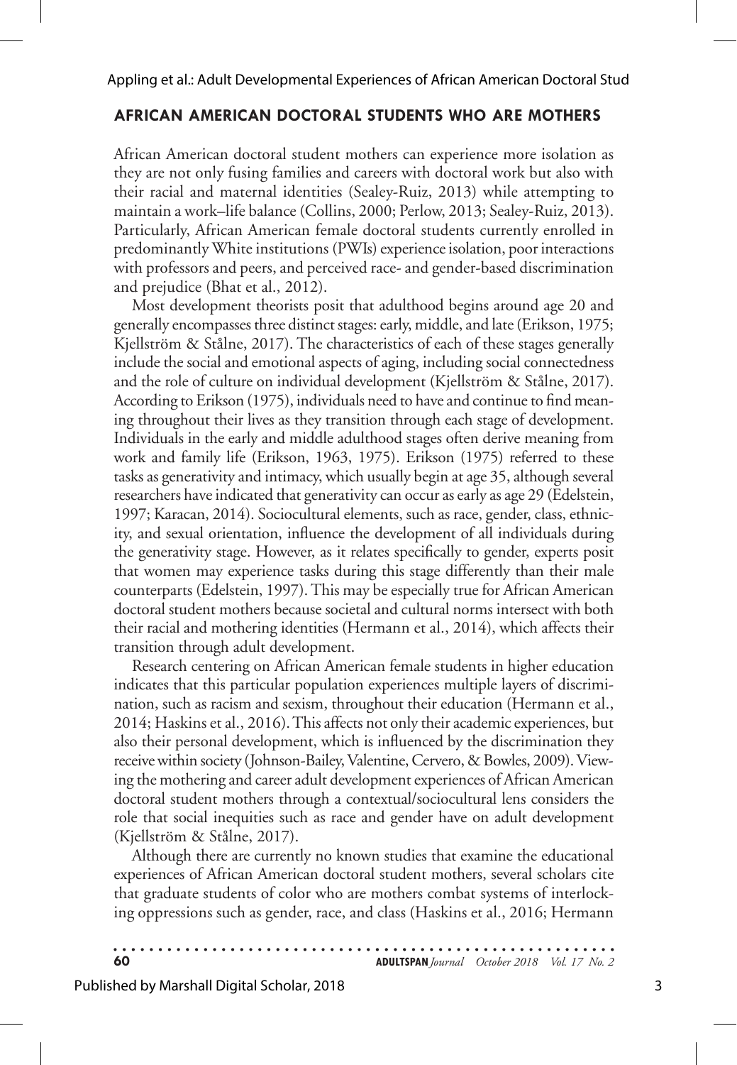## AFRICAN AMERICAN DOCTORAL STUDENTS WHO ARE MOTHERS

African American doctoral student mothers can experience more isolation as they are not only fusing families and careers with doctoral work but also with their racial and maternal identities (Sealey-Ruiz, 2013) while attempting to maintain a work–life balance (Collins, 2000; Perlow, 2013; Sealey-Ruiz, 2013). Particularly, African American female doctoral students currently enrolled in predominantly White institutions (PWIs) experience isolation, poor interactions with professors and peers, and perceived race- and gender-based discrimination and prejudice (Bhat et al., 2012).

Most development theorists posit that adulthood begins around age 20 and generally encompasses three distinct stages: early, middle, and late (Erikson, 1975; Kjellström & Stålne, 2017). The characteristics of each of these stages generally include the social and emotional aspects of aging, including social connectedness and the role of culture on individual development (Kjellström & Stålne, 2017). According to Erikson (1975), individuals need to have and continue to find meaning throughout their lives as they transition through each stage of development. Individuals in the early and middle adulthood stages often derive meaning from work and family life (Erikson, 1963, 1975). Erikson (1975) referred to these tasks as generativity and intimacy, which usually begin at age 35, although several researchers have indicated that generativity can occur as early as age 29 (Edelstein, 1997; Karacan, 2014). Sociocultural elements, such as race, gender, class, ethnicity, and sexual orientation, influence the development of all individuals during the generativity stage. However, as it relates specifically to gender, experts posit that women may experience tasks during this stage differently than their male counterparts (Edelstein, 1997). This may be especially true for African American doctoral student mothers because societal and cultural norms intersect with both their racial and mothering identities (Hermann et al., 2014), which affects their transition through adult development.

Research centering on African American female students in higher education indicates that this particular population experiences multiple layers of discrimination, such as racism and sexism, throughout their education (Hermann et al., 2014; Haskins et al., 2016). This affects not only their academic experiences, but also their personal development, which is influenced by the discrimination they receive within society (Johnson-Bailey, Valentine, Cervero, & Bowles, 2009). Viewing the mothering and career adult development experiences of African American doctoral student mothers through a contextual/sociocultural lens considers the role that social inequities such as race and gender have on adult development (Kjellström & Stålne, 2017).

Although there are currently no known studies that examine the educational experiences of African American doctoral student mothers, several scholars cite that graduate students of color who are mothers combat systems of interlocking oppressions such as gender, race, and class (Haskins et al., 2016; Hermann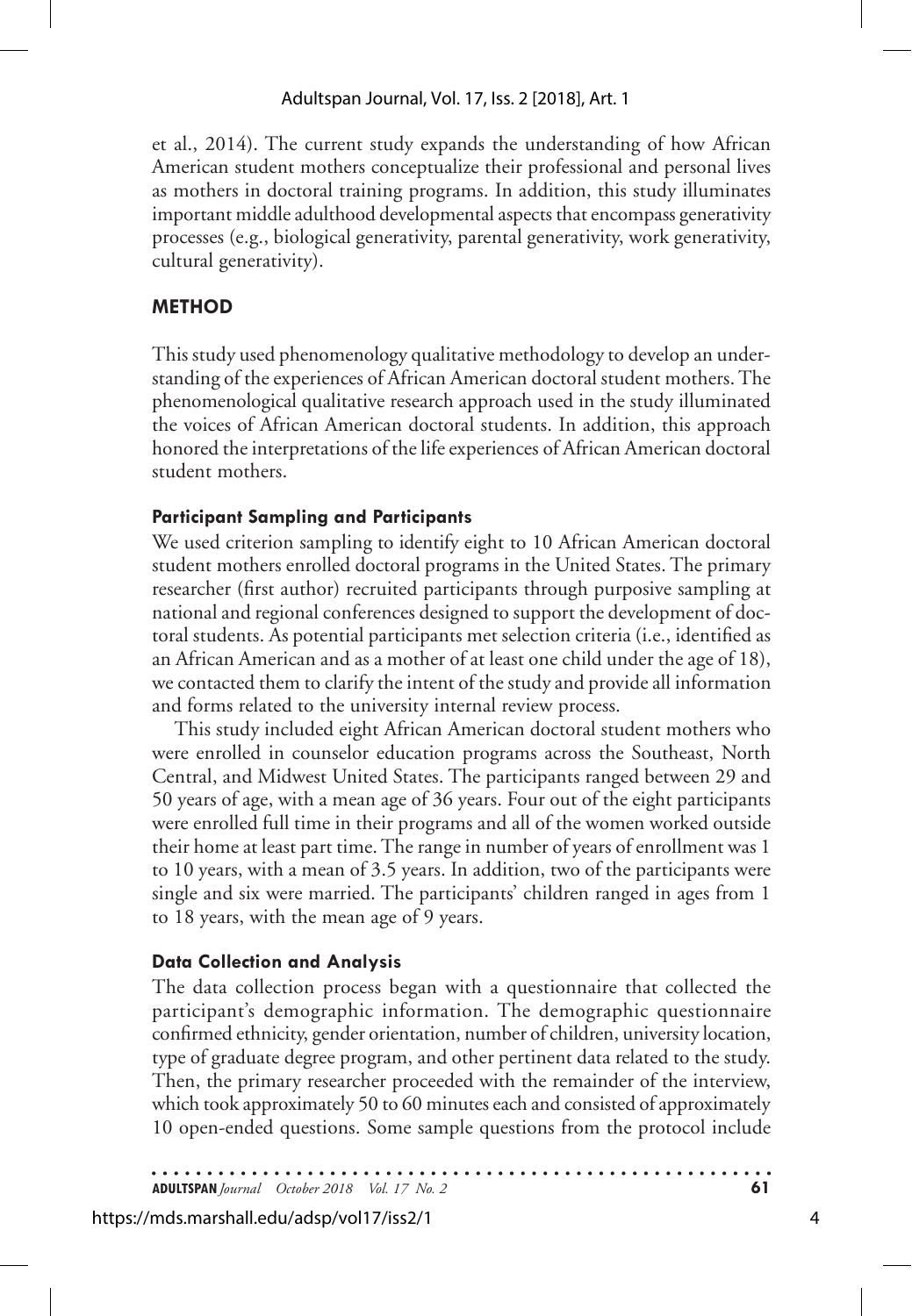et al., 2014). The current study expands the understanding of how African American student mothers conceptualize their professional and personal lives as mothers in doctoral training programs. In addition, this study illuminates important middle adulthood developmental aspects that encompass generativity processes (e.g., biological generativity, parental generativity, work generativity, cultural generativity).

## METHOD

This study used phenomenology qualitative methodology to develop an understanding of the experiences of African American doctoral student mothers. The phenomenological qualitative research approach used in the study illuminated the voices of African American doctoral students. In addition, this approach honored the interpretations of the life experiences of African American doctoral student mothers.

### Participant Sampling and Participants

We used criterion sampling to identify eight to 10 African American doctoral student mothers enrolled doctoral programs in the United States. The primary researcher (first author) recruited participants through purposive sampling at national and regional conferences designed to support the development of doctoral students. As potential participants met selection criteria (i.e., identified as an African American and as a mother of at least one child under the age of 18), we contacted them to clarify the intent of the study and provide all information and forms related to the university internal review process.

This study included eight African American doctoral student mothers who were enrolled in counselor education programs across the Southeast, North Central, and Midwest United States. The participants ranged between 29 and 50 years of age, with a mean age of 36 years. Four out of the eight participants were enrolled full time in their programs and all of the women worked outside their home at least part time. The range in number of years of enrollment was 1 to 10 years, with a mean of 3.5 years. In addition, two of the participants were single and six were married. The participants' children ranged in ages from 1 to 18 years, with the mean age of 9 years.

### Data Collection and Analysis

The data collection process began with a questionnaire that collected the participant's demographic information. The demographic questionnaire confirmed ethnicity, gender orientation, number of children, university location, type of graduate degree program, and other pertinent data related to the study. Then, the primary researcher proceeded with the remainder of the interview, which took approximately 50 to 60 minutes each and consisted of approximately 10 open-ended questions. Some sample questions from the protocol include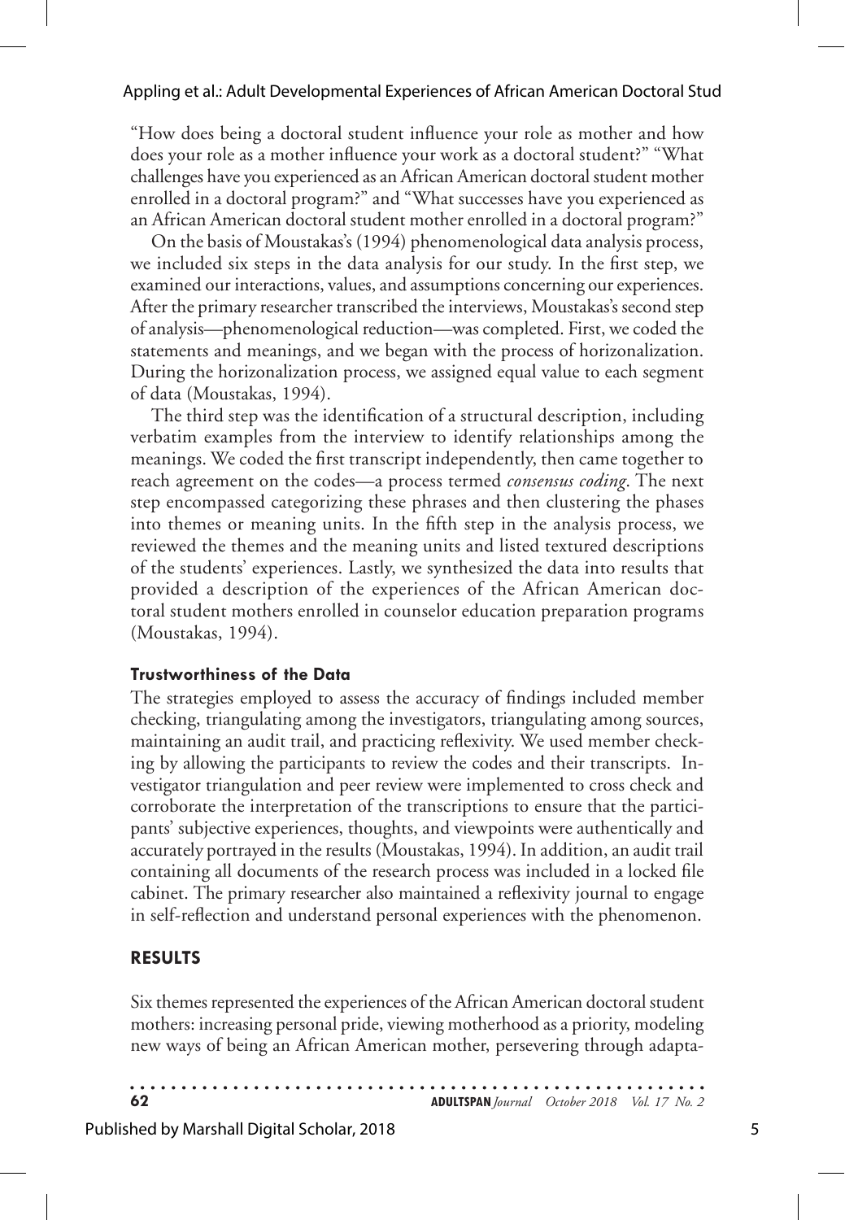"How does being a doctoral student influence your role as mother and how does your role as a mother influence your work as a doctoral student?" "What challenges have you experienced as an African American doctoral student mother enrolled in a doctoral program?" and "What successes have you experienced as an African American doctoral student mother enrolled in a doctoral program?"

On the basis of Moustakas's (1994) phenomenological data analysis process, we included six steps in the data analysis for our study. In the first step, we examined our interactions, values, and assumptions concerning our experiences. After the primary researcher transcribed the interviews, Moustakas's second step of analysis—phenomenological reduction—was completed. First, we coded the statements and meanings, and we began with the process of horizonalization. During the horizonalization process, we assigned equal value to each segment of data (Moustakas, 1994).

The third step was the identification of a structural description, including verbatim examples from the interview to identify relationships among the meanings. We coded the first transcript independently, then came together to reach agreement on the codes—a process termed *consensus coding*. The next step encompassed categorizing these phrases and then clustering the phases into themes or meaning units. In the fifth step in the analysis process, we reviewed the themes and the meaning units and listed textured descriptions of the students' experiences. Lastly, we synthesized the data into results that provided a description of the experiences of the African American doctoral student mothers enrolled in counselor education preparation programs (Moustakas, 1994).

### Trustworthiness of the Data

The strategies employed to assess the accuracy of findings included member checking, triangulating among the investigators, triangulating among sources, maintaining an audit trail, and practicing reflexivity. We used member checking by allowing the participants to review the codes and their transcripts. Investigator triangulation and peer review were implemented to cross check and corroborate the interpretation of the transcriptions to ensure that the participants' subjective experiences, thoughts, and viewpoints were authentically and accurately portrayed in the results (Moustakas, 1994). In addition, an audit trail containing all documents of the research process was included in a locked file cabinet. The primary researcher also maintained a reflexivity journal to engage in self-reflection and understand personal experiences with the phenomenon.

## RESULTS

Six themes represented the experiences of the African American doctoral student mothers: increasing personal pride, viewing motherhood as a priority, modeling new ways of being an African American mother, persevering through adapta-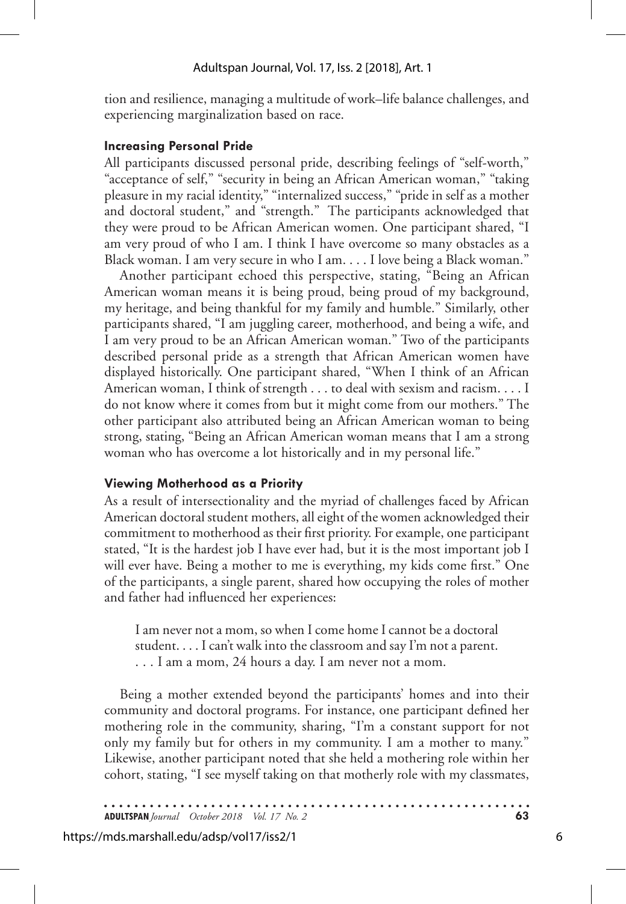tion and resilience, managing a multitude of work–life balance challenges, and experiencing marginalization based on race.

### Increasing Personal Pride

All participants discussed personal pride, describing feelings of "self-worth," "acceptance of self," "security in being an African American woman," "taking pleasure in my racial identity," "internalized success," "pride in self as a mother and doctoral student," and "strength." The participants acknowledged that they were proud to be African American women. One participant shared, "I am very proud of who I am. I think I have overcome so many obstacles as a Black woman. I am very secure in who I am. . . . I love being a Black woman."

Another participant echoed this perspective, stating, "Being an African American woman means it is being proud, being proud of my background, my heritage, and being thankful for my family and humble." Similarly, other participants shared, "I am juggling career, motherhood, and being a wife, and I am very proud to be an African American woman." Two of the participants described personal pride as a strength that African American women have displayed historically. One participant shared, "When I think of an African American woman, I think of strength . . . to deal with sexism and racism. . . . I do not know where it comes from but it might come from our mothers." The other participant also attributed being an African American woman to being strong, stating, "Being an African American woman means that I am a strong woman who has overcome a lot historically and in my personal life."

### Viewing Motherhood as a Priority

As a result of intersectionality and the myriad of challenges faced by African American doctoral student mothers, all eight of the women acknowledged their commitment to motherhood as their first priority. For example, one participant stated, "It is the hardest job I have ever had, but it is the most important job I will ever have. Being a mother to me is everything, my kids come first." One of the participants, a single parent, shared how occupying the roles of mother and father had influenced her experiences:

> I am never not a mom, so when I come home I cannot be a doctoral student. . . . I can't walk into the classroom and say I'm not a parent. . . . I am a mom, 24 hours a day. I am never not a mom.

Being a mother extended beyond the participants' homes and into their community and doctoral programs. For instance, one participant defined her mothering role in the community, sharing, "I'm a constant support for not only my family but for others in my community. I am a mother to many." Likewise, another participant noted that she held a mothering role within her cohort, stating, "I see myself taking on that motherly role with my classmates,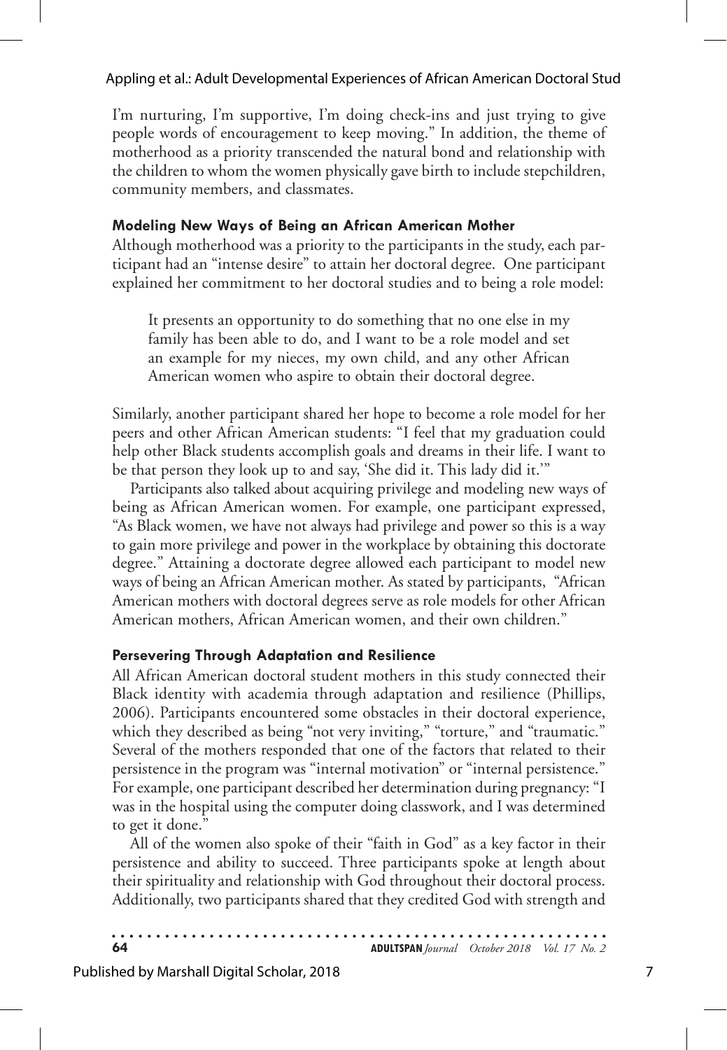I'm nurturing, I'm supportive, I'm doing check-ins and just trying to give people words of encouragement to keep moving." In addition, the theme of motherhood as a priority transcended the natural bond and relationship with the children to whom the women physically gave birth to include stepchildren, community members, and classmates.

### Modeling New Ways of Being an African American Mother

Although motherhood was a priority to the participants in the study, each participant had an "intense desire" to attain her doctoral degree. One participant explained her commitment to her doctoral studies and to being a role model:

> It presents an opportunity to do something that no one else in my family has been able to do, and I want to be a role model and set an example for my nieces, my own child, and any other African American women who aspire to obtain their doctoral degree.

Similarly, another participant shared her hope to become a role model for her peers and other African American students: "I feel that my graduation could help other Black students accomplish goals and dreams in their life. I want to be that person they look up to and say, 'She did it. This lady did it.'"

Participants also talked about acquiring privilege and modeling new ways of being as African American women. For example, one participant expressed, "As Black women, we have not always had privilege and power so this is a way to gain more privilege and power in the workplace by obtaining this doctorate degree." Attaining a doctorate degree allowed each participant to model new ways of being an African American mother. As stated by participants, "African American mothers with doctoral degrees serve as role models for other African American mothers, African American women, and their own children."

### Persevering Through Adaptation and Resilience

All African American doctoral student mothers in this study connected their Black identity with academia through adaptation and resilience (Phillips, 2006). Participants encountered some obstacles in their doctoral experience, which they described as being "not very inviting," "torture," and "traumatic." Several of the mothers responded that one of the factors that related to their persistence in the program was "internal motivation" or "internal persistence." For example, one participant described her determination during pregnancy: "I was in the hospital using the computer doing classwork, and I was determined to get it done."

All of the women also spoke of their "faith in God" as a key factor in their persistence and ability to succeed. Three participants spoke at length about their spirituality and relationship with God throughout their doctoral process. Additionally, two participants shared that they credited God with strength and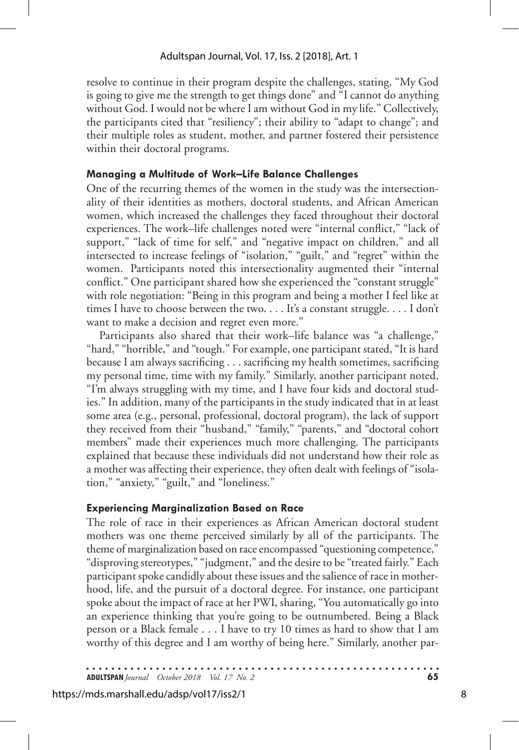resolve to continue in their program despite the challenges, stating, "My God is going to give me the strength to get things done" and "I cannot do anything without God. I would not be where I am without God in my life." Collectively, the participants cited that "resiliency"; their ability to "adapt to change"; and their multiple roles as student, mother, and partner fostered their persistence within their doctoral programs.

### Managing a Multitude of Work–Life Balance Challenges

One of the recurring themes of the women in the study was the intersectionality of their identities as mothers, doctoral students, and African American women, which increased the challenges they faced throughout their doctoral experiences. The work–life challenges noted were "internal conflict," "lack of support," "lack of time for self," and "negative impact on children," and all intersected to increase feelings of "isolation," "guilt," and "regret" within the women. Participants noted this intersectionality augmented their "internal conflict." One participant shared how she experienced the "constant struggle" with role negotiation: "Being in this program and being a mother I feel like at times I have to choose between the two. . . . It's a constant struggle. . . . I don't want to make a decision and regret even more."

Participants also shared that their work–life balance was "a challenge," "hard," "horrible," and "tough." For example, one participant stated, "It is hard because I am always sacrificing . . . sacrificing my health sometimes, sacrificing my personal time, time with my family." Similarly, another participant noted, "I'm always struggling with my time, and I have four kids and doctoral studies." In addition, many of the participants in the study indicated that in at least some area (e.g., personal, professional, doctoral program), the lack of support they received from their "husband," "family," "parents," and "doctoral cohort members" made their experiences much more challenging. The participants explained that because these individuals did not understand how their role as a mother was affecting their experience, they often dealt with feelings of "isolation," "anxiety," "guilt," and "loneliness."

### Experiencing Marginalization Based on Race

The role of race in their experiences as African American doctoral student mothers was one theme perceived similarly by all of the participants. The theme of marginalization based on race encompassed "questioning competence," "disproving stereotypes," "judgment," and the desire to be "treated fairly." Each participant spoke candidly about these issues and the salience of race in motherhood, life, and the pursuit of a doctoral degree. For instance, one participant spoke about the impact of race at her PWI, sharing, "You automatically go into an experience thinking that you're going to be outnumbered. Being a Black person or a Black female . . . I have to try 10 times as hard to show that I am worthy of this degree and I am worthy of being here." Similarly, another par-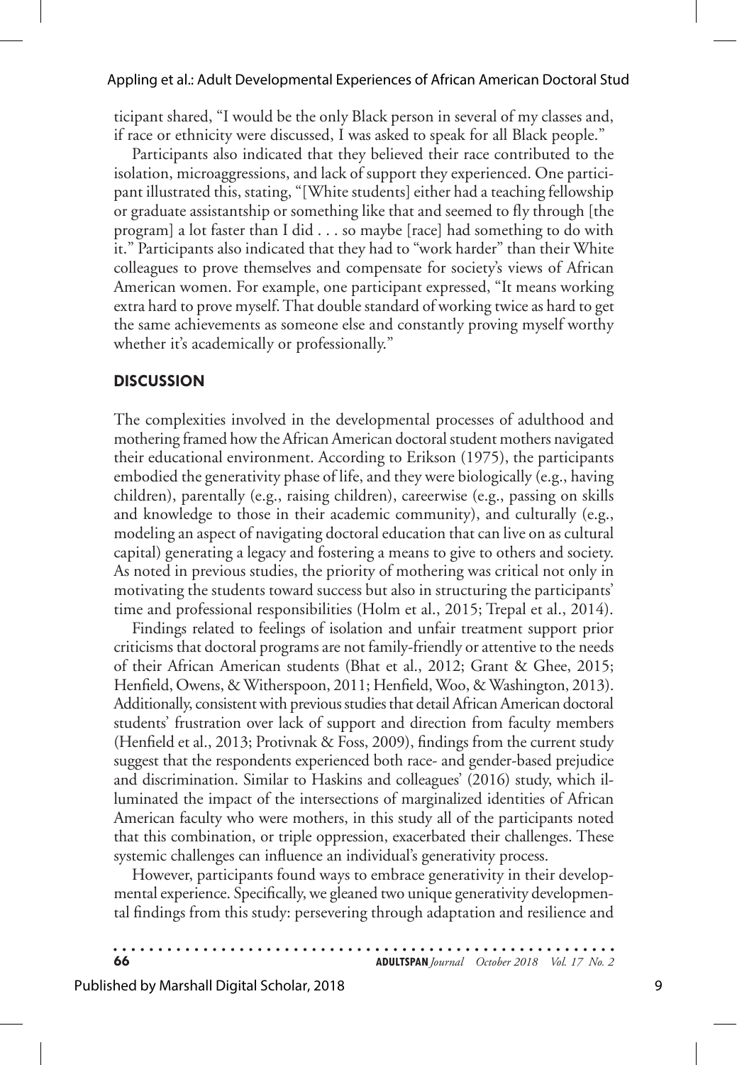ticipant shared, "I would be the only Black person in several of my classes and, if race or ethnicity were discussed, I was asked to speak for all Black people."

Participants also indicated that they believed their race contributed to the isolation, microaggressions, and lack of support they experienced. One participant illustrated this, stating, "[White students] either had a teaching fellowship or graduate assistantship or something like that and seemed to fly through [the program] a lot faster than I did . . . so maybe [race] had something to do with it." Participants also indicated that they had to "work harder" than their White colleagues to prove themselves and compensate for society's views of African American women. For example, one participant expressed, "It means working extra hard to prove myself. That double standard of working twice as hard to get the same achievements as someone else and constantly proving myself worthy whether it's academically or professionally."

## DISCUSSION

The complexities involved in the developmental processes of adulthood and mothering framed how the African American doctoral student mothers navigated their educational environment. According to Erikson (1975), the participants embodied the generativity phase of life, and they were biologically (e.g., having children), parentally (e.g., raising children), careerwise (e.g., passing on skills and knowledge to those in their academic community), and culturally (e.g., modeling an aspect of navigating doctoral education that can live on as cultural capital) generating a legacy and fostering a means to give to others and society. As noted in previous studies, the priority of mothering was critical not only in motivating the students toward success but also in structuring the participants' time and professional responsibilities (Holm et al., 2015; Trepal et al., 2014).

Findings related to feelings of isolation and unfair treatment support prior criticisms that doctoral programs are not family-friendly or attentive to the needs of their African American students (Bhat et al., 2012; Grant & Ghee, 2015; Henfield, Owens, & Witherspoon, 2011; Henfield, Woo, & Washington, 2013). Additionally, consistent with previous studies that detail African American doctoral students' frustration over lack of support and direction from faculty members (Henfield et al., 2013; Protivnak & Foss, 2009), findings from the current study suggest that the respondents experienced both race- and gender-based prejudice and discrimination. Similar to Haskins and colleagues' (2016) study, which illuminated the impact of the intersections of marginalized identities of African American faculty who were mothers, in this study all of the participants noted that this combination, or triple oppression, exacerbated their challenges. These systemic challenges can influence an individual's generativity process.

However, participants found ways to embrace generativity in their developmental experience. Specifically, we gleaned two unique generativity developmental findings from this study: persevering through adaptation and resilience and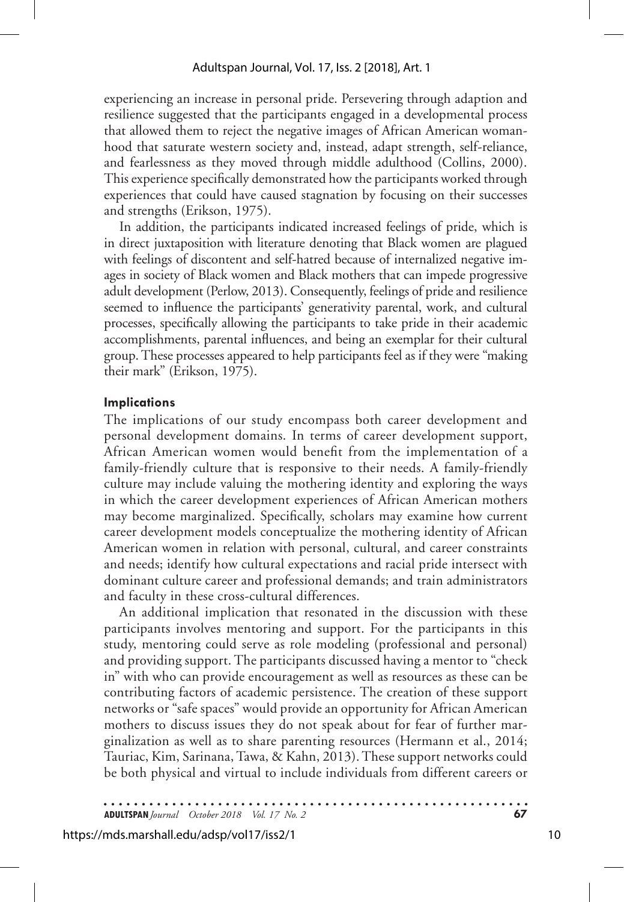experiencing an increase in personal pride. Persevering through adaption and resilience suggested that the participants engaged in a developmental process that allowed them to reject the negative images of African American womanhood that saturate western society and, instead, adapt strength, self-reliance, and fearlessness as they moved through middle adulthood (Collins, 2000). This experience specifically demonstrated how the participants worked through experiences that could have caused stagnation by focusing on their successes and strengths (Erikson, 1975).

In addition, the participants indicated increased feelings of pride, which is in direct juxtaposition with literature denoting that Black women are plagued with feelings of discontent and self-hatred because of internalized negative images in society of Black women and Black mothers that can impede progressive adult development (Perlow, 2013). Consequently, feelings of pride and resilience seemed to influence the participants' generativity parental, work, and cultural processes, specifically allowing the participants to take pride in their academic accomplishments, parental influences, and being an exemplar for their cultural group. These processes appeared to help participants feel as if they were "making their mark" (Erikson, 1975).

### Implications

The implications of our study encompass both career development and personal development domains. In terms of career development support, African American women would benefit from the implementation of a family-friendly culture that is responsive to their needs. A family-friendly culture may include valuing the mothering identity and exploring the ways in which the career development experiences of African American mothers may become marginalized. Specifically, scholars may examine how current career development models conceptualize the mothering identity of African American women in relation with personal, cultural, and career constraints and needs; identify how cultural expectations and racial pride intersect with dominant culture career and professional demands; and train administrators and faculty in these cross-cultural differences.

An additional implication that resonated in the discussion with these participants involves mentoring and support. For the participants in this study, mentoring could serve as role modeling (professional and personal) and providing support. The participants discussed having a mentor to "check in" with who can provide encouragement as well as resources as these can be contributing factors of academic persistence. The creation of these support networks or "safe spaces" would provide an opportunity for African American mothers to discuss issues they do not speak about for fear of further marginalization as well as to share parenting resources (Hermann et al., 2014; Tauriac, Kim, Sarinana, Tawa, & Kahn, 2013). These support networks could be both physical and virtual to include individuals from different careers or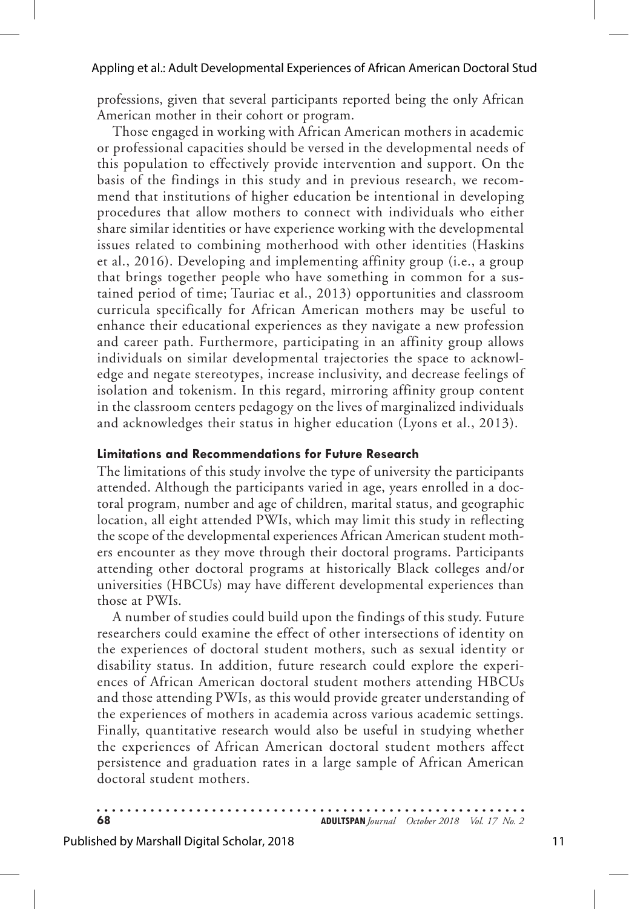professions, given that several participants reported being the only African American mother in their cohort or program.

Those engaged in working with African American mothers in academic or professional capacities should be versed in the developmental needs of this population to effectively provide intervention and support. On the basis of the findings in this study and in previous research, we recommend that institutions of higher education be intentional in developing procedures that allow mothers to connect with individuals who either share similar identities or have experience working with the developmental issues related to combining motherhood with other identities (Haskins et al., 2016). Developing and implementing affinity group (i.e., a group that brings together people who have something in common for a sustained period of time; Tauriac et al., 2013) opportunities and classroom curricula specifically for African American mothers may be useful to enhance their educational experiences as they navigate a new profession and career path. Furthermore, participating in an affinity group allows individuals on similar developmental trajectories the space to acknowledge and negate stereotypes, increase inclusivity, and decrease feelings of isolation and tokenism. In this regard, mirroring affinity group content in the classroom centers pedagogy on the lives of marginalized individuals and acknowledges their status in higher education (Lyons et al., 2013).

### Limitations and Recommendations for Future Research

The limitations of this study involve the type of university the participants attended. Although the participants varied in age, years enrolled in a doctoral program, number and age of children, marital status, and geographic location, all eight attended PWIs, which may limit this study in reflecting the scope of the developmental experiences African American student mothers encounter as they move through their doctoral programs. Participants attending other doctoral programs at historically Black colleges and/or universities (HBCUs) may have different developmental experiences than those at PWIs.

A number of studies could build upon the findings of this study. Future researchers could examine the effect of other intersections of identity on the experiences of doctoral student mothers, such as sexual identity or disability status. In addition, future research could explore the experiences of African American doctoral student mothers attending HBCUs and those attending PWIs, as this would provide greater understanding of the experiences of mothers in academia across various academic settings. Finally, quantitative research would also be useful in studying whether the experiences of African American doctoral student mothers affect persistence and graduation rates in a large sample of African American doctoral student mothers.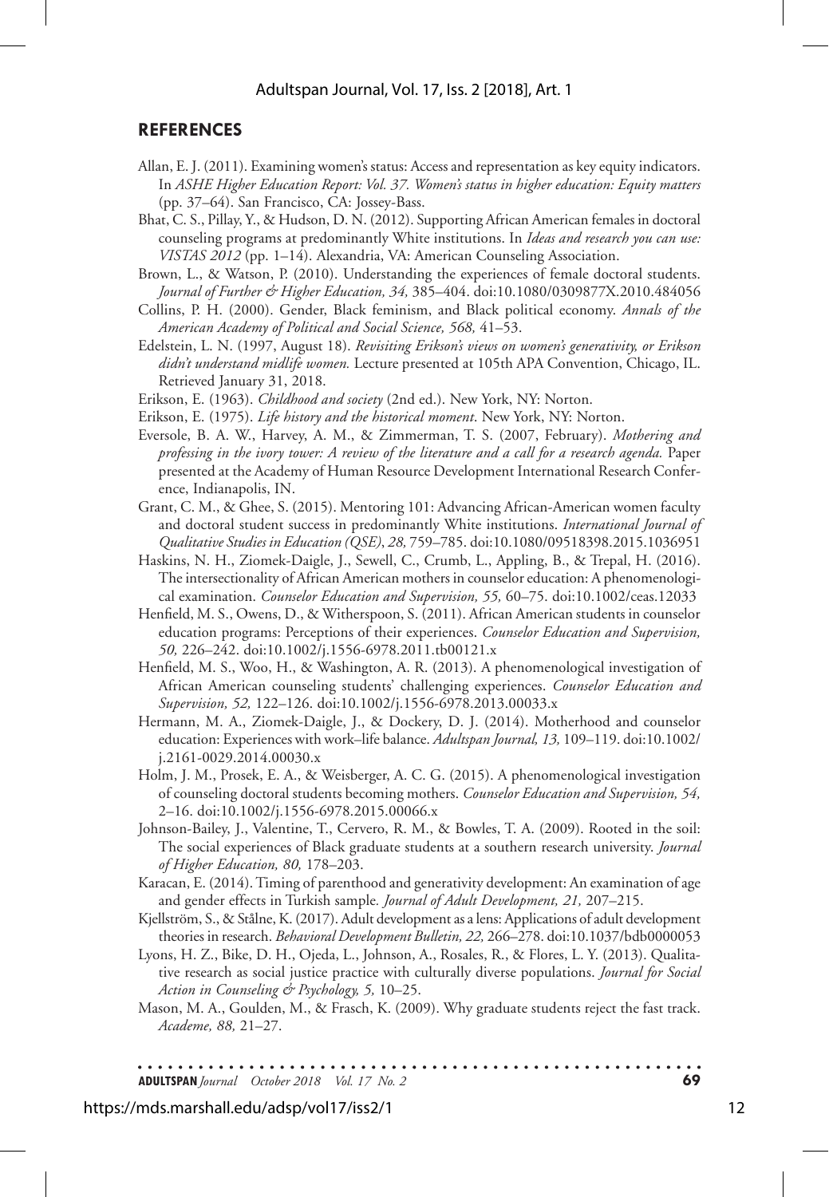## REFERENCES

Allan, E. J. (2011). Examining women's status: Access and representation as key equity indicators. In *ASHE Higher Education Report: Vol. 37. Women's status in higher education: Equity matters* (pp. 37–64). San Francisco, CA: Jossey-Bass.

Bhat, C. S., Pillay, Y., & Hudson, D. N. (2012). Supporting African American females in doctoral counseling programs at predominantly White institutions. In *Ideas and research you can use: VISTAS 2012* (pp. 1–14). Alexandria, VA: American Counseling Association.

Brown, L., & Watson, P. (2010). Understanding the experiences of female doctoral students. *Journal of Further & Higher Education, 34,* 385–404. doi:10.1080/0309877X.2010.484056

Collins, P. H. (2000). Gender, Black feminism, and Black political economy. *Annals of the American Academy of Political and Social Science, 568,* 41–53.

Edelstein, L. N. (1997, August 18). *Revisiting Erikson's views on women's generativity, or Erikson didn't understand midlife women.* Lecture presented at 105th APA Convention, Chicago, IL. Retrieved January 31, 2018.

Erikson, E. (1963). *Childhood and society* (2nd ed.). New York, NY: Norton.

Erikson, E. (1975). *Life history and the historical moment*. New York, NY: Norton.

Eversole, B. A. W., Harvey, A. M., & Zimmerman, T. S. (2007, February). *Mothering and professing in the ivory tower: A review of the literature and a call for a research agenda.* Paper presented at the Academy of Human Resource Development International Research Conference, Indianapolis, IN.

Grant, C. M., & Ghee, S. (2015). Mentoring 101: Advancing African-American women faculty and doctoral student success in predominantly White institutions. *International Journal of Qualitative Studies in Education (QSE)*, *28,* 759–785. doi:10.1080/09518398.2015.1036951

Haskins, N. H., Ziomek-Daigle, J., Sewell, C., Crumb, L., Appling, B., & Trepal, H. (2016). The intersectionality of African American mothers in counselor education: A phenomenological examination. *Counselor Education and Supervision, 55,* 60–75. doi:10.1002/ceas.12033

Henfield, M. S., Owens, D., & Witherspoon, S. (2011). African American students in counselor education programs: Perceptions of their experiences. *Counselor Education and Supervision, 50,* 226–242. doi:10.1002/j.1556-6978.2011.tb00121.x

Henfield, M. S., Woo, H., & Washington, A. R. (2013). A phenomenological investigation of African American counseling students' challenging experiences. *Counselor Education and Supervision, 52,* 122–126. doi:10.1002/j.1556-6978.2013.00033.x

Hermann, M. A., Ziomek-Daigle, J., & Dockery, D. J. (2014). Motherhood and counselor education: Experiences with work–life balance. *Adultspan Journal, 13,* 109–119. doi:10.1002/j.2161-0029.2014.00030.x

Holm, J. M., Prosek, E. A., & Weisberger, A. C. G. (2015). A phenomenological investigation of counseling doctoral students becoming mothers. *Counselor Education and Supervision, 54,* 2–16. doi:10.1002/j.1556-6978.2015.00066.x

Johnson-Bailey, J., Valentine, T., Cervero, R. M., & Bowles, T. A. (2009). Rooted in the soil: The social experiences of Black graduate students at a southern research university. *Journal of Higher Education, 80,* 178–203.

Karacan, E. (2014). Timing of parenthood and generativity development: An examination of age and gender effects in Turkish sample*. Journal of Adult Development, 21,* 207–215.

Kjellström, S., & Stålne, K. (2017). Adult development as a lens: Applications of adult development theories in research. *Behavioral Development Bulletin, 22,* 266–278. doi:10.1037/bdb0000053

Lyons, H. Z., Bike, D. H., Ojeda, L., Johnson, A., Rosales, R., & Flores, L. Y. (2013). Qualitative research as social justice practice with culturally diverse populations. *Journal for Social Action in Counseling & Psychology, 5,* 10–25.

Mason, M. A., Goulden, M., & Frasch, K. (2009). Why graduate students reject the fast track. *Academe, 88,* 21–27.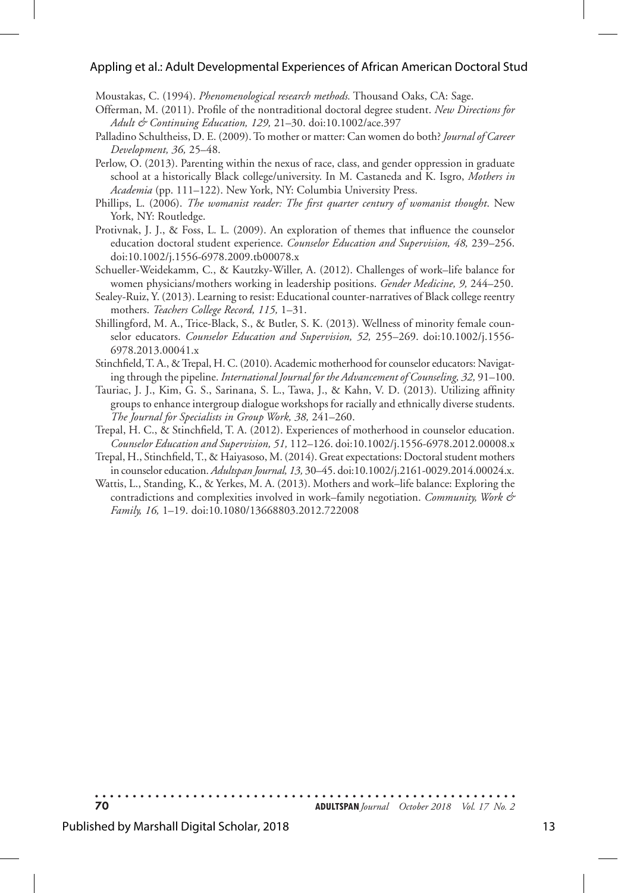Moustakas, C. (1994). *Phenomenological research methods.* Thousand Oaks, CA: Sage.

Offerman, M. (2011). Profile of the nontraditional doctoral degree student. *New Directions for Adult & Continuing Education, 129,* 21–30. doi:10.1002/ace.397

Palladino Schultheiss, D. E. (2009). To mother or matter: Can women do both? *Journal of Career Development, 36,* 25–48.

Perlow, O. (2013). Parenting within the nexus of race, class, and gender oppression in graduate school at a historically Black college/university. In M. Castaneda and K. Isgro, *Mothers in Academia* (pp. 111–122). New York, NY: Columbia University Press.

Phillips, L. (2006). *The womanist reader: The first quarter century of womanist thought*. New York, NY: Routledge.

Protivnak, J. J., & Foss, L. L. (2009). An exploration of themes that influence the counselor education doctoral student experience. *Counselor Education and Supervision, 48,* 239–256. doi:10.1002/j.1556-6978.2009.tb00078.x

Schueller-Weidekamm, C., & Kautzky-Willer, A. (2012). Challenges of work–life balance for women physicians/mothers working in leadership positions. *Gender Medicine, 9,* 244–250.

Sealey-Ruiz, Y. (2013). Learning to resist: Educational counter-narratives of Black college reentry mothers. *Teachers College Record, 115,* 1–31.

Shillingford, M. A., Trice-Black, S., & Butler, S. K. (2013). Wellness of minority female counselor educators. *Counselor Education and Supervision, 52,* 255–269. doi:10.1002/j.1556-6978.2013.00041.x

Stinchfield, T. A., & Trepal, H. C. (2010). Academic motherhood for counselor educators: Navigating through the pipeline. *International Journal for the Advancement of Counseling, 32,* 91–100.

Tauriac, J. J., Kim, G. S., Sarinana, S. L., Tawa, J., & Kahn, V. D. (2013). Utilizing affinity groups to enhance intergroup dialogue workshops for racially and ethnically diverse students. *The Journal for Specialists in Group Work, 38,* 241–260.

Trepal, H. C., & Stinchfield, T. A. (2012). Experiences of motherhood in counselor education. *Counselor Education and Supervision, 51,* 112–126. doi:10.1002/j.1556-6978.2012.00008.x

Trepal, H., Stinchfield, T., & Haiyasoso, M. (2014). Great expectations: Doctoral student mothers in counselor education. *Adultspan Journal, 13,* 30–45. doi:10.1002/j.2161-0029.2014.00024.x.

Wattis, L., Standing, K., & Yerkes, M. A. (2013). Mothers and work–life balance: Exploring the contradictions and complexities involved in work–family negotiation. *Community, Work & Family, 16,* 1–19. doi:10.1080/13668803.2012.722008